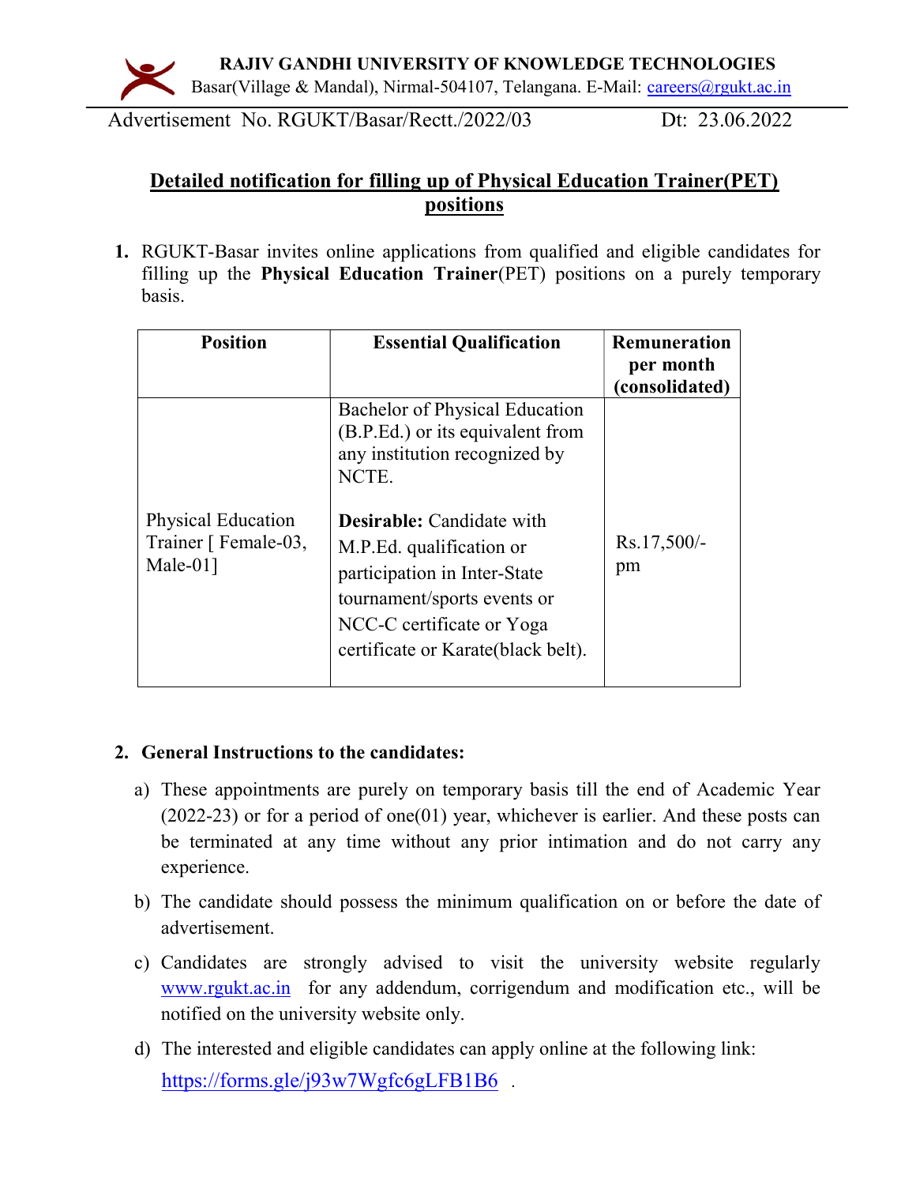**RAJIV GANDHI UNIVERSITY OF KNOWLEDGE TECHNOLOGIES**

Basar(Village & Mandal), Nirmal-504107, Telangana. E-Mail: careers@rgukt.ac.in

Advertisement No. RGUKT/Basar/Rectt./2022/03 Dt: 23.06.2022

## Detailed notification for filling up of Physical Education Trainer(PET) positions

1. RGUKT-Basar invites online applications from qualified and eligible candidates for filling up the **Physical Education Trainer**(PET) positions on a purely temporary basis.

| Position | Essential Qualification | Remuneration per month (consolidated) |
|---|---|---|
| Physical Education Trainer [ Female-03, Male-01] | Bachelor of Physical Education (B.P.Ed.) or its equivalent from any institution recognized by NCTE.<br><br>**Desirable:** Candidate with M.P.Ed. qualification or participation in Inter-State tournament/sports events or NCC-C certificate or Yoga certificate or Karate(black belt). | Rs.17,500/- pm |

2. **General Instructions to the candidates:**

   a) These appointments are purely on temporary basis till the end of Academic Year (2022-23) or for a period of one(01) year, whichever is earlier. And these posts can be terminated at any time without any prior intimation and do not carry any experience.

   b) The candidate should possess the minimum qualification on or before the date of advertisement.

   c) Candidates are strongly advised to visit the university website regularly www.rgukt.ac.in for any addendum, corrigendum and modification etc., will be notified on the university website only.

   d) The interested and eligible candidates can apply online at the following link: https://forms.gle/j93w7Wgfc6gLFB1B6 .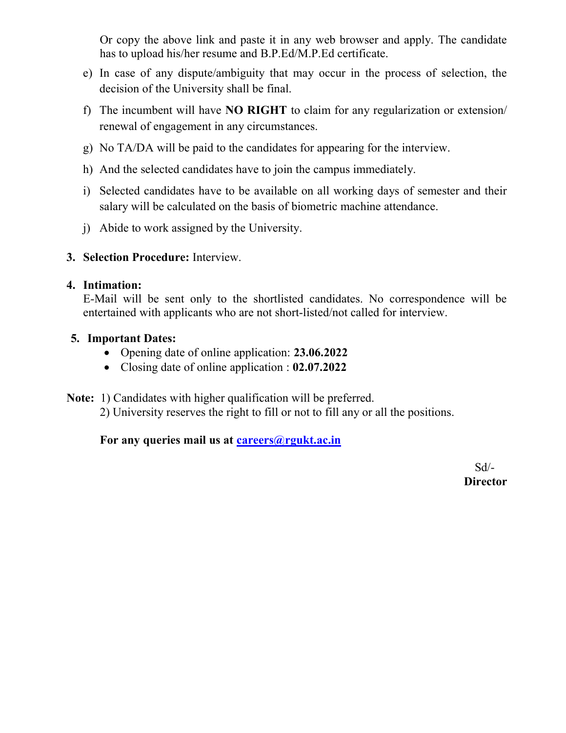Or copy the above link and paste it in any web browser and apply. The candidate has to upload his/her resume and B.P.Ed/M.P.Ed certificate.

e) In case of any dispute/ambiguity that may occur in the process of selection, the decision of the University shall be final.

f) The incumbent will have **NO RIGHT** to claim for any regularization or extension/ renewal of engagement in any circumstances.

g) No TA/DA will be paid to the candidates for appearing for the interview.

h) And the selected candidates have to join the campus immediately.

i) Selected candidates have to be available on all working days of semester and their salary will be calculated on the basis of biometric machine attendance.

j) Abide to work assigned by the University.

3. **Selection Procedure:** Interview.

4. **Intimation:**
E-Mail will be sent only to the shortlisted candidates. No correspondence will be entertained with applicants who are not short-listed/not called for interview.

5. **Important Dates:**
   - Opening date of online application: **23.06.2022**
   - Closing date of online application : **02.07.2022**

**Note:** 1) Candidates with higher qualification will be preferred.
2) University reserves the right to fill or not to fill any or all the positions.

**For any queries mail us at careers@rgukt.ac.in**

Sd/-
**Director**